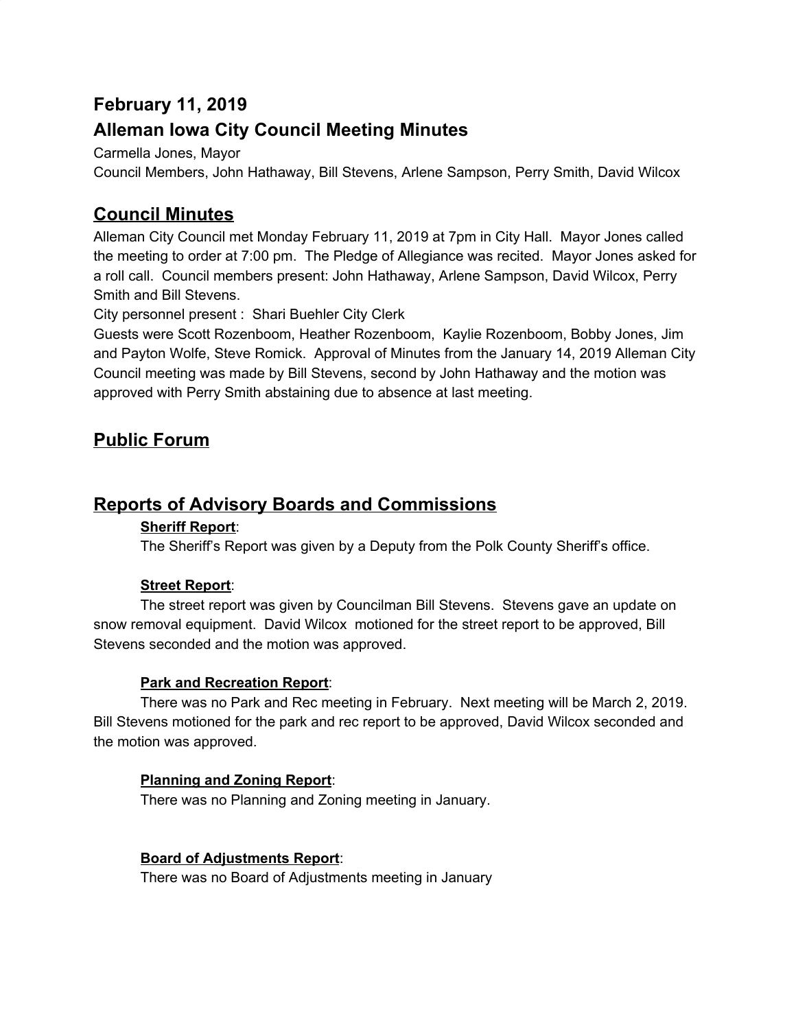## February 11, 2019

## Alleman Iowa City Council Meeting Minutes

Carmella Jones, Mayor

Council Members, John Hathaway, Bill Stevens, Arlene Sampson, Perry Smith, David Wilcox

# Council Minutes

Alleman City Council met Monday February 11, 2019 at 7pm in City Hall. Mayor Jones called the meeting to order at 7:00 pm. The Pledge of Allegiance was recited. Mayor Jones asked for a roll call. Council members present: John Hathaway, Arlene Sampson, David Wilcox, Perry Smith and Bill Stevens.

City personnel present : Shari Buehler City Clerk

Guests were Scott Rozenboom, Heather Rozenboom, Kaylie Rozenboom, Bobby Jones, Jim and Payton Wolfe, Steve Romick. Approval of Minutes from the January 14, 2019 Alleman City Council meeting was made by Bill Stevens, second by John Hathaway and the motion was approved with Perry Smith abstaining due to absence at last meeting.

# Public Forum

# Reports of Advisory Boards and Commissions

**Sheriff Report**:

The Sheriff's Report was given by a Deputy from the Polk County Sheriff's office.

**Street Report**:

The street report was given by Councilman Bill Stevens. Stevens gave an update on snow removal equipment. David Wilcox motioned for the street report to be approved, Bill Stevens seconded and the motion was approved.

**Park and Recreation Report**:

There was no Park and Rec meeting in February. Next meeting will be March 2, 2019. Bill Stevens motioned for the park and rec report to be approved, David Wilcox seconded and the motion was approved.

**Planning and Zoning Report**:

There was no Planning and Zoning meeting in January.

**Board of Adjustments Report**:

There was no Board of Adjustments meeting in January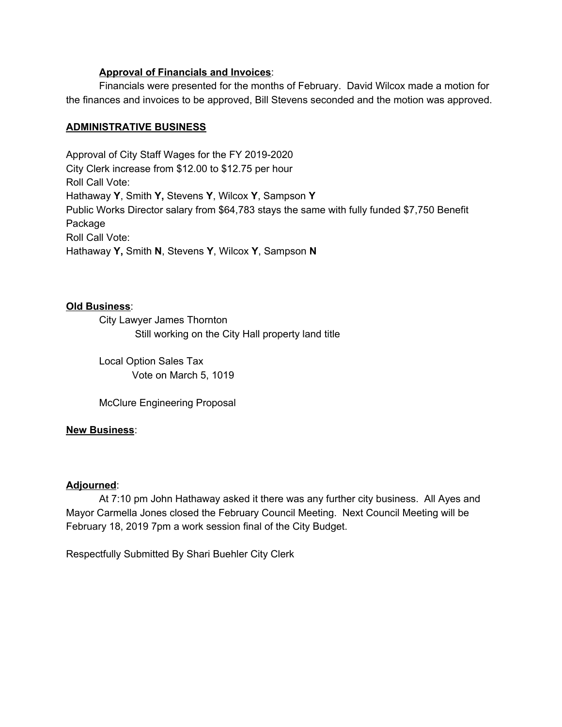**Approval of Financials and Invoices**:

Financials were presented for the months of February. David Wilcox made a motion for the finances and invoices to be approved, Bill Stevens seconded and the motion was approved.

**ADMINISTRATIVE BUSINESS**

Approval of City Staff Wages for the FY 2019-2020
City Clerk increase from $12.00 to $12.75 per hour
Roll Call Vote:
Hathaway **Y**, Smith **Y,** Stevens **Y**, Wilcox **Y**, Sampson **Y**
Public Works Director salary from $64,783 stays the same with fully funded $7,750 Benefit Package
Roll Call Vote:
Hathaway **Y,** Smith **N**, Stevens **Y**, Wilcox **Y**, Sampson **N**

**Old Business**:

City Lawyer James Thornton
Still working on the City Hall property land title

Local Option Sales Tax
Vote on March 5, 1019

McClure Engineering Proposal

**New Business**:

**Adjourned**:

At 7:10 pm John Hathaway asked it there was any further city business. All Ayes and Mayor Carmella Jones closed the February Council Meeting. Next Council Meeting will be February 18, 2019 7pm a work session final of the City Budget.

Respectfully Submitted By Shari Buehler City Clerk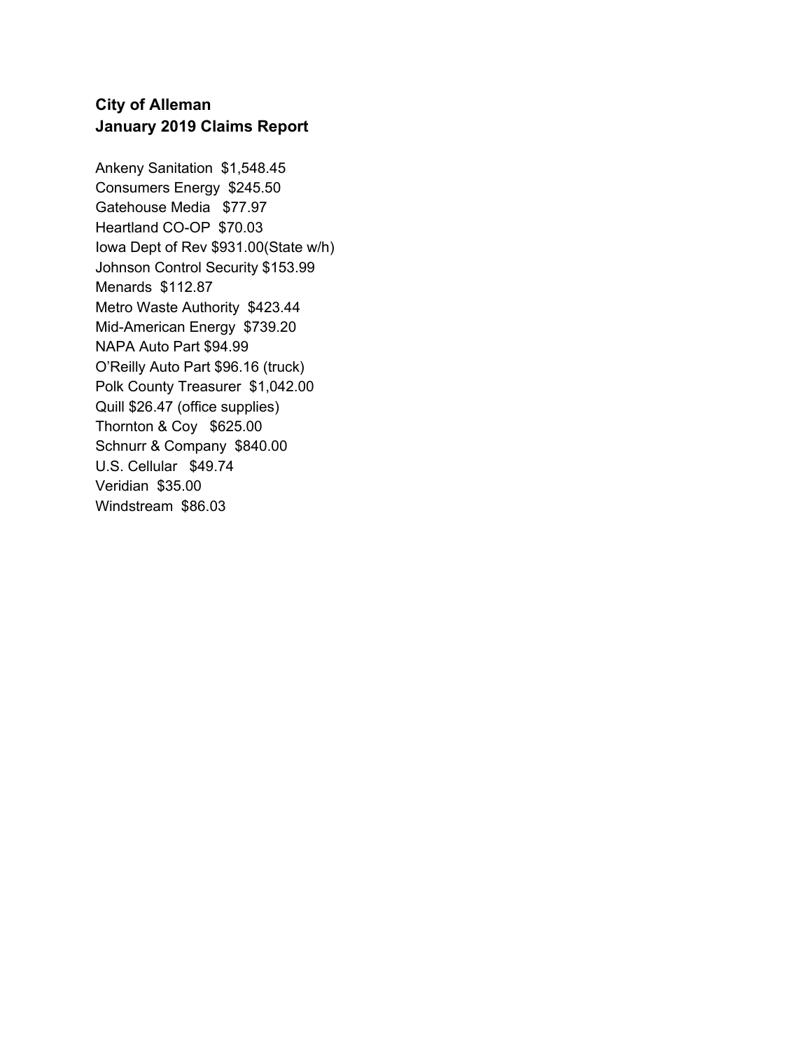**City of Alleman**
**January 2019 Claims Report**

Ankeny Sanitation  $1,548.45
Consumers Energy  $245.50
Gatehouse Media   $77.97
Heartland CO-OP  $70.03
Iowa Dept of Rev $931.00(State w/h)
Johnson Control Security $153.99
Menards  $112.87
Metro Waste Authority  $423.44
Mid-American Energy  $739.20
NAPA Auto Part $94.99
O'Reilly Auto Part $96.16 (truck)
Polk County Treasurer  $1,042.00
Quill $26.47 (office supplies)
Thornton & Coy   $625.00
Schnurr & Company  $840.00
U.S. Cellular   $49.74
Veridian  $35.00
Windstream  $86.03